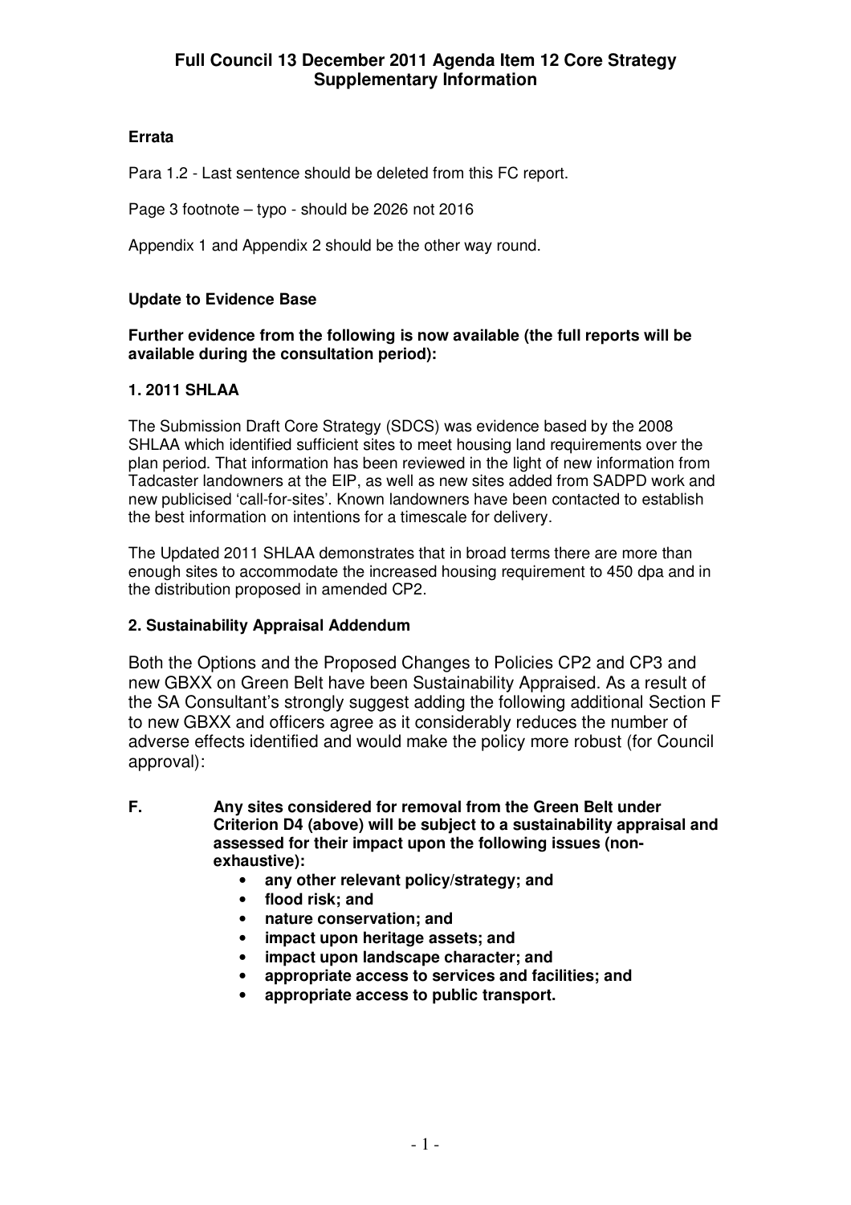# Full Council 13 December 2011 Agenda Item 12 Core Strategy Supplementary Information

**Errata**

Para 1.2 - Last sentence should be deleted from this FC report.

Page 3 footnote – typo - should be 2026 not 2016

Appendix 1 and Appendix 2 should be the other way round.

**Update to Evidence Base**

**Further evidence from the following is now available (the full reports will be available during the consultation period):**

**1. 2011 SHLAA**

The Submission Draft Core Strategy (SDCS) was evidence based by the 2008 SHLAA which identified sufficient sites to meet housing land requirements over the plan period. That information has been reviewed in the light of new information from Tadcaster landowners at the EIP, as well as new sites added from SADPD work and new publicised 'call-for-sites'. Known landowners have been contacted to establish the best information on intentions for a timescale for delivery.

The Updated 2011 SHLAA demonstrates that in broad terms there are more than enough sites to accommodate the increased housing requirement to 450 dpa and in the distribution proposed in amended CP2.

**2. Sustainability Appraisal Addendum**

Both the Options and the Proposed Changes to Policies CP2 and CP3 and new GBXX on Green Belt have been Sustainability Appraised. As a result of the SA Consultant's strongly suggest adding the following additional Section F to new GBXX and officers agree as it considerably reduces the number of adverse effects identified and would make the policy more robust (for Council approval):

**F. Any sites considered for removal from the Green Belt under Criterion D4 (above) will be subject to a sustainability appraisal and assessed for their impact upon the following issues (non-exhaustive):**

- **any other relevant policy/strategy; and**
- **flood risk; and**
- **nature conservation; and**
- **impact upon heritage assets; and**
- **impact upon landscape character; and**
- **appropriate access to services and facilities; and**
- **appropriate access to public transport.**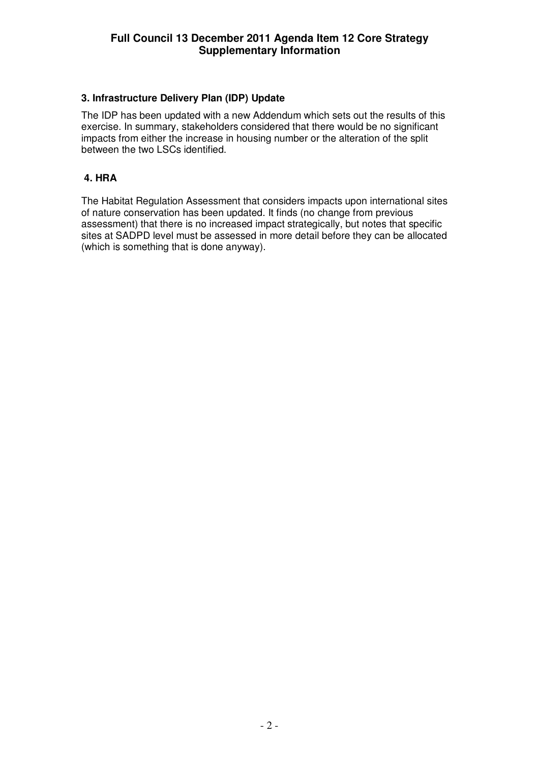### 3. Infrastructure Delivery Plan (IDP) Update

The IDP has been updated with a new Addendum which sets out the results of this exercise. In summary, stakeholders considered that there would be no significant impacts from either the increase in housing number or the alteration of the split between the two LSCs identified.

### 4. HRA

The Habitat Regulation Assessment that considers impacts upon international sites of nature conservation has been updated. It finds (no change from previous assessment) that there is no increased impact strategically, but notes that specific sites at SADPD level must be assessed in more detail before they can be allocated (which is something that is done anyway).